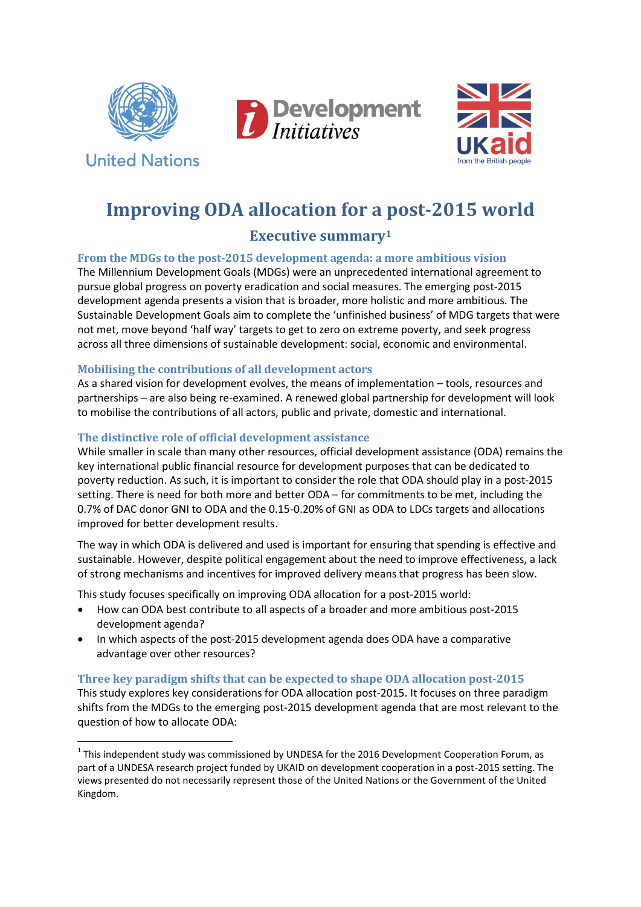United Nations

Development Initiatives

UKaid from the British people

# Improving ODA allocation for a post-2015 world

## Executive summary[1]

### From the MDGs to the post-2015 development agenda: a more ambitious vision

The Millennium Development Goals (MDGs) were an unprecedented international agreement to pursue global progress on poverty eradication and social measures. The emerging post-2015 development agenda presents a vision that is broader, more holistic and more ambitious. The Sustainable Development Goals aim to complete the 'unfinished business' of MDG targets that were not met, move beyond 'half way' targets to get to zero on extreme poverty, and seek progress across all three dimensions of sustainable development: social, economic and environmental.

### Mobilising the contributions of all development actors

As a shared vision for development evolves, the means of implementation – tools, resources and partnerships – are also being re-examined. A renewed global partnership for development will look to mobilise the contributions of all actors, public and private, domestic and international.

### The distinctive role of official development assistance

While smaller in scale than many other resources, official development assistance (ODA) remains the key international public financial resource for development purposes that can be dedicated to poverty reduction. As such, it is important to consider the role that ODA should play in a post-2015 setting. There is need for both more and better ODA – for commitments to be met, including the 0.7% of DAC donor GNI to ODA and the 0.15-0.20% of GNI as ODA to LDCs targets and allocations improved for better development results.

The way in which ODA is delivered and used is important for ensuring that spending is effective and sustainable. However, despite political engagement about the need to improve effectiveness, a lack of strong mechanisms and incentives for improved delivery means that progress has been slow.

This study focuses specifically on improving ODA allocation for a post-2015 world:

- How can ODA best contribute to all aspects of a broader and more ambitious post-2015 development agenda?
- In which aspects of the post-2015 development agenda does ODA have a comparative advantage over other resources?

### Three key paradigm shifts that can be expected to shape ODA allocation post-2015

This study explores key considerations for ODA allocation post-2015. It focuses on three paradigm shifts from the MDGs to the emerging post-2015 development agenda that are most relevant to the question of how to allocate ODA:

---

[1] This independent study was commissioned by UNDESA for the 2016 Development Cooperation Forum, as part of a UNDESA research project funded by UKAID on development cooperation in a post-2015 setting. The views presented do not necessarily represent those of the United Nations or the Government of the United Kingdom.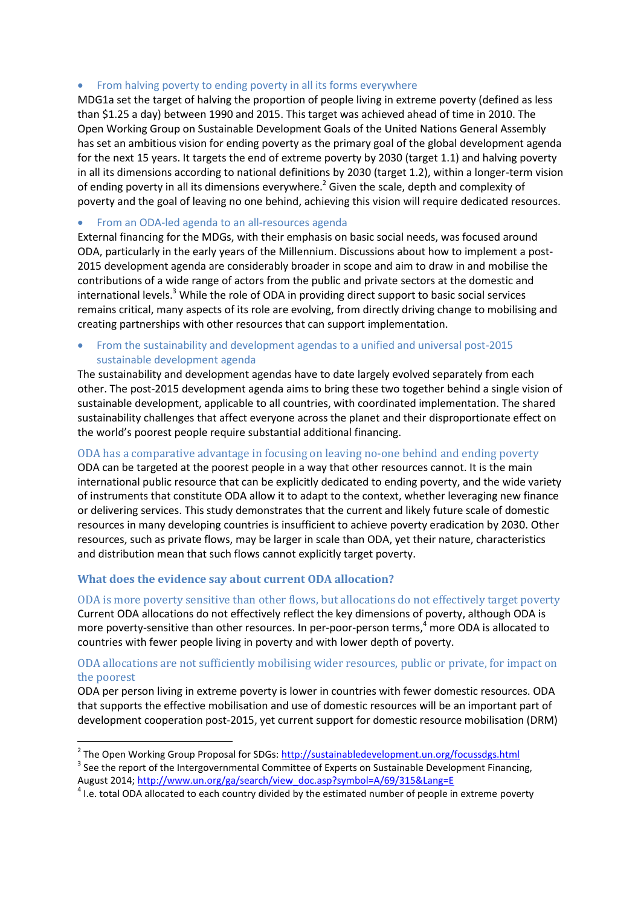- From halving poverty to ending poverty in all its forms everywhere

MDG1a set the target of halving the proportion of people living in extreme poverty (defined as less than $1.25 a day) between 1990 and 2015. This target was achieved ahead of time in 2010. The Open Working Group on Sustainable Development Goals of the United Nations General Assembly has set an ambitious vision for ending poverty as the primary goal of the global development agenda for the next 15 years. It targets the end of extreme poverty by 2030 (target 1.1) and halving poverty in all its dimensions according to national definitions by 2030 (target 1.2), within a longer-term vision of ending poverty in all its dimensions everywhere.[2] Given the scale, depth and complexity of poverty and the goal of leaving no one behind, achieving this vision will require dedicated resources.

- From an ODA-led agenda to an all-resources agenda

External financing for the MDGs, with their emphasis on basic social needs, was focused around ODA, particularly in the early years of the Millennium. Discussions about how to implement a post-2015 development agenda are considerably broader in scope and aim to draw in and mobilise the contributions of a wide range of actors from the public and private sectors at the domestic and international levels.[3] While the role of ODA in providing direct support to basic social services remains critical, many aspects of its role are evolving, from directly driving change to mobilising and creating partnerships with other resources that can support implementation.

- From the sustainability and development agendas to a unified and universal post-2015 sustainable development agenda

The sustainability and development agendas have to date largely evolved separately from each other. The post-2015 development agenda aims to bring these two together behind a single vision of sustainable development, applicable to all countries, with coordinated implementation. The shared sustainability challenges that affect everyone across the planet and their disproportionate effect on the world's poorest people require substantial additional financing.

### ODA has a comparative advantage in focusing on leaving no-one behind and ending poverty

ODA can be targeted at the poorest people in a way that other resources cannot. It is the main international public resource that can be explicitly dedicated to ending poverty, and the wide variety of instruments that constitute ODA allow it to adapt to the context, whether leveraging new finance or delivering services. This study demonstrates that the current and likely future scale of domestic resources in many developing countries is insufficient to achieve poverty eradication by 2030. Other resources, such as private flows, may be larger in scale than ODA, yet their nature, characteristics and distribution mean that such flows cannot explicitly target poverty.

## What does the evidence say about current ODA allocation?

### ODA is more poverty sensitive than other flows, but allocations do not effectively target poverty

Current ODA allocations do not effectively reflect the key dimensions of poverty, although ODA is more poverty-sensitive than other resources. In per-poor-person terms,[4] more ODA is allocated to countries with fewer people living in poverty and with lower depth of poverty.

### ODA allocations are not sufficiently mobilising wider resources, public or private, for impact on the poorest

ODA per person living in extreme poverty is lower in countries with fewer domestic resources. ODA that supports the effective mobilisation and use of domestic resources will be an important part of development cooperation post-2015, yet current support for domestic resource mobilisation (DRM)

---

[2] The Open Working Group Proposal for SDGs: http://sustainabledevelopment.un.org/focussdgs.html

[3] See the report of the Intergovernmental Committee of Experts on Sustainable Development Financing, August 2014; http://www.un.org/ga/search/view_doc.asp?symbol=A/69/315&Lang=E

[4] I.e. total ODA allocated to each country divided by the estimated number of people in extreme poverty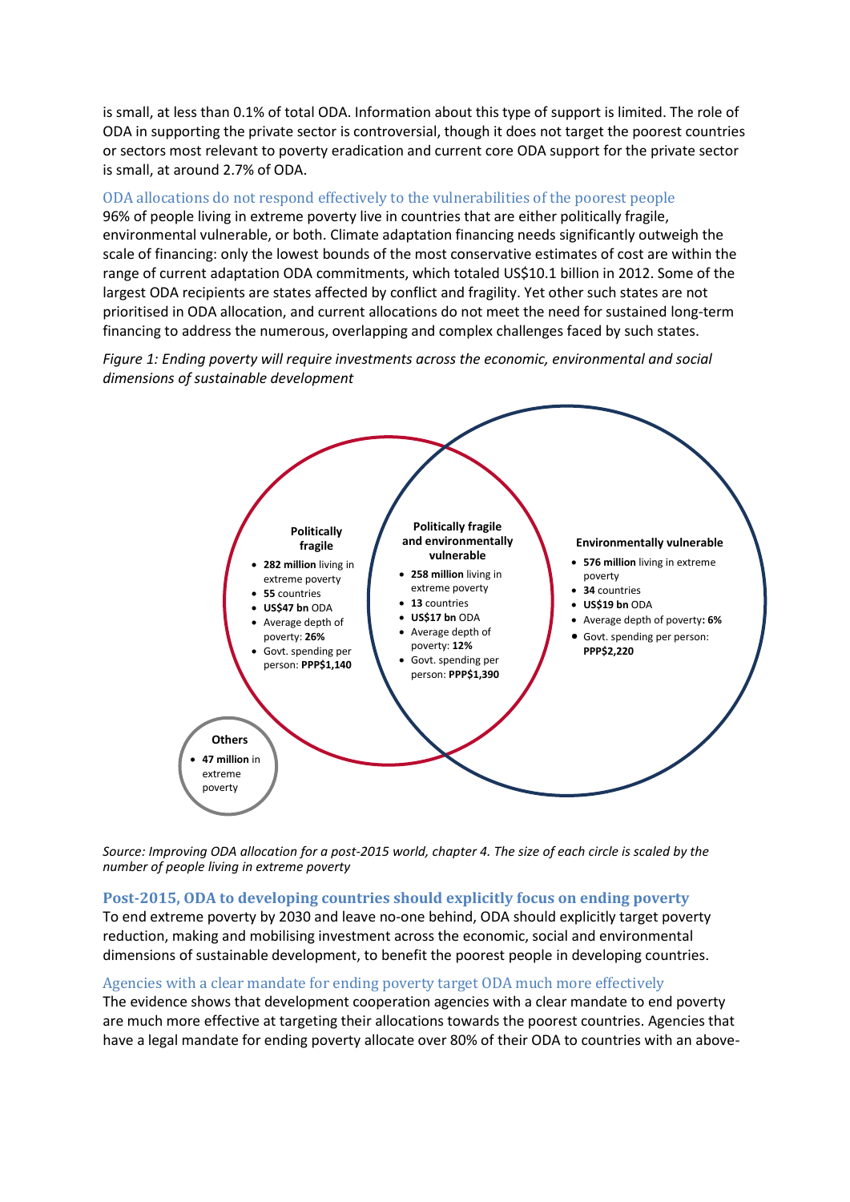is small, at less than 0.1% of total ODA. Information about this type of support is limited. The role of ODA in supporting the private sector is controversial, though it does not target the poorest countries or sectors most relevant to poverty eradication and current core ODA support for the private sector is small, at around 2.7% of ODA.

### ODA allocations do not respond effectively to the vulnerabilities of the poorest people

96% of people living in extreme poverty live in countries that are either politically fragile, environmental vulnerable, or both. Climate adaptation financing needs significantly outweigh the scale of financing: only the lowest bounds of the most conservative estimates of cost are within the range of current adaptation ODA commitments, which totaled US$10.1 billion in 2012. Some of the largest ODA recipients are states affected by conflict and fragility. Yet other such states are not prioritised in ODA allocation, and current allocations do not meet the need for sustained long-term financing to address the numerous, overlapping and complex challenges faced by such states.

*Figure 1: Ending poverty will require investments across the economic, environmental and social dimensions of sustainable development*

**Politically fragile**
- **282 million** living in extreme poverty
- **55** countries
- **US$47 bn** ODA
- Average depth of poverty: **26%**
- Govt. spending per person: **PPP$1,140**

**Politically fragile and environmentally vulnerable**
- **258 million** living in extreme poverty
- **13** countries
- **US$17 bn** ODA
- Average depth of poverty: **12%**
- Govt. spending per person: **PPP$1,390**

**Environmentally vulnerable**
- **576 million** living in extreme poverty
- **34** countries
- **US$19 bn** ODA
- Average depth of poverty**: 6%**
- Govt. spending per person: **PPP$2,220**

**Others**
- **47 million** in extreme poverty

*Source: Improving ODA allocation for a post-2015 world, chapter 4. The size of each circle is scaled by the number of people living in extreme poverty*

### Post-2015, ODA to developing countries should explicitly focus on ending poverty

To end extreme poverty by 2030 and leave no-one behind, ODA should explicitly target poverty reduction, making and mobilising investment across the economic, social and environmental dimensions of sustainable development, to benefit the poorest people in developing countries.

### Agencies with a clear mandate for ending poverty target ODA much more effectively

The evidence shows that development cooperation agencies with a clear mandate to end poverty are much more effective at targeting their allocations towards the poorest countries. Agencies that have a legal mandate for ending poverty allocate over 80% of their ODA to countries with an above-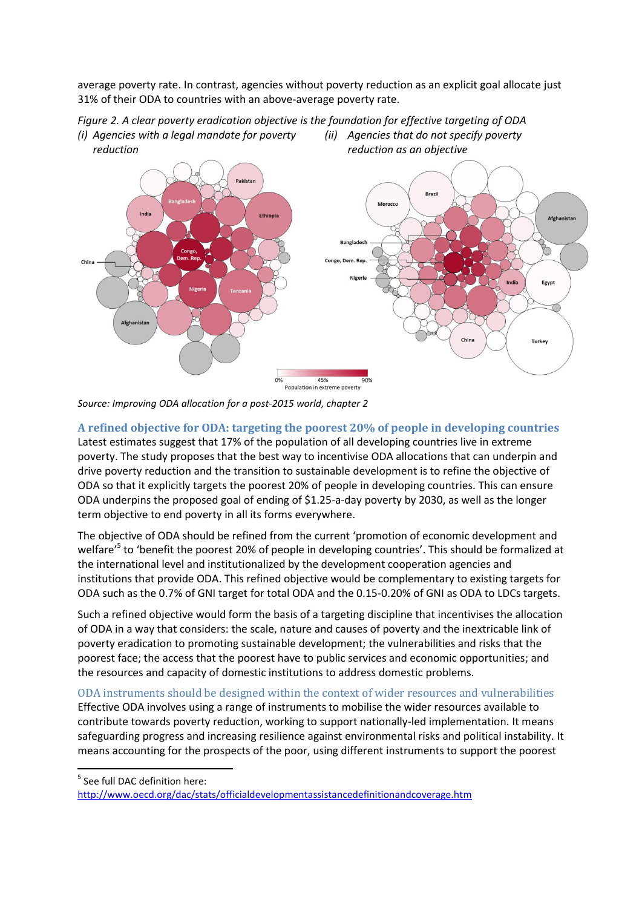average poverty rate. In contrast, agencies without poverty reduction as an explicit goal allocate just 31% of their ODA to countries with an above-average poverty rate.

*Figure 2. A clear poverty eradication objective is the foundation for effective targeting of ODA*

*(i) Agencies with a legal mandate for poverty reduction* *(ii) Agencies that do not specify poverty reduction as an objective*

*Source: Improving ODA allocation for a post-2015 world, chapter 2*

## A refined objective for ODA: targeting the poorest 20% of people in developing countries

Latest estimates suggest that 17% of the population of all developing countries live in extreme poverty. The study proposes that the best way to incentivise ODA allocations that can underpin and drive poverty reduction and the transition to sustainable development is to refine the objective of ODA so that it explicitly targets the poorest 20% of people in developing countries. This can ensure ODA underpins the proposed goal of ending of $1.25-a-day poverty by 2030, as well as the longer term objective to end poverty in all its forms everywhere.

The objective of ODA should be refined from the current 'promotion of economic development and welfare'[5] to 'benefit the poorest 20% of people in developing countries'. This should be formalized at the international level and institutionalized by the development cooperation agencies and institutions that provide ODA. This refined objective would be complementary to existing targets for ODA such as the 0.7% of GNI target for total ODA and the 0.15-0.20% of GNI as ODA to LDCs targets.

Such a refined objective would form the basis of a targeting discipline that incentivises the allocation of ODA in a way that considers: the scale, nature and causes of poverty and the inextricable link of poverty eradication to promoting sustainable development; the vulnerabilities and risks that the poorest face; the access that the poorest have to public services and economic opportunities; and the resources and capacity of domestic institutions to address domestic problems.

### ODA instruments should be designed within the context of wider resources and vulnerabilities

Effective ODA involves using a range of instruments to mobilise the wider resources available to contribute towards poverty reduction, working to support nationally-led implementation. It means safeguarding progress and increasing resilience against environmental risks and political instability. It means accounting for the prospects of the poor, using different instruments to support the poorest

---

[5] See full DAC definition here: http://www.oecd.org/dac/stats/officialdevelopmentassistancedefinitionandcoverage.htm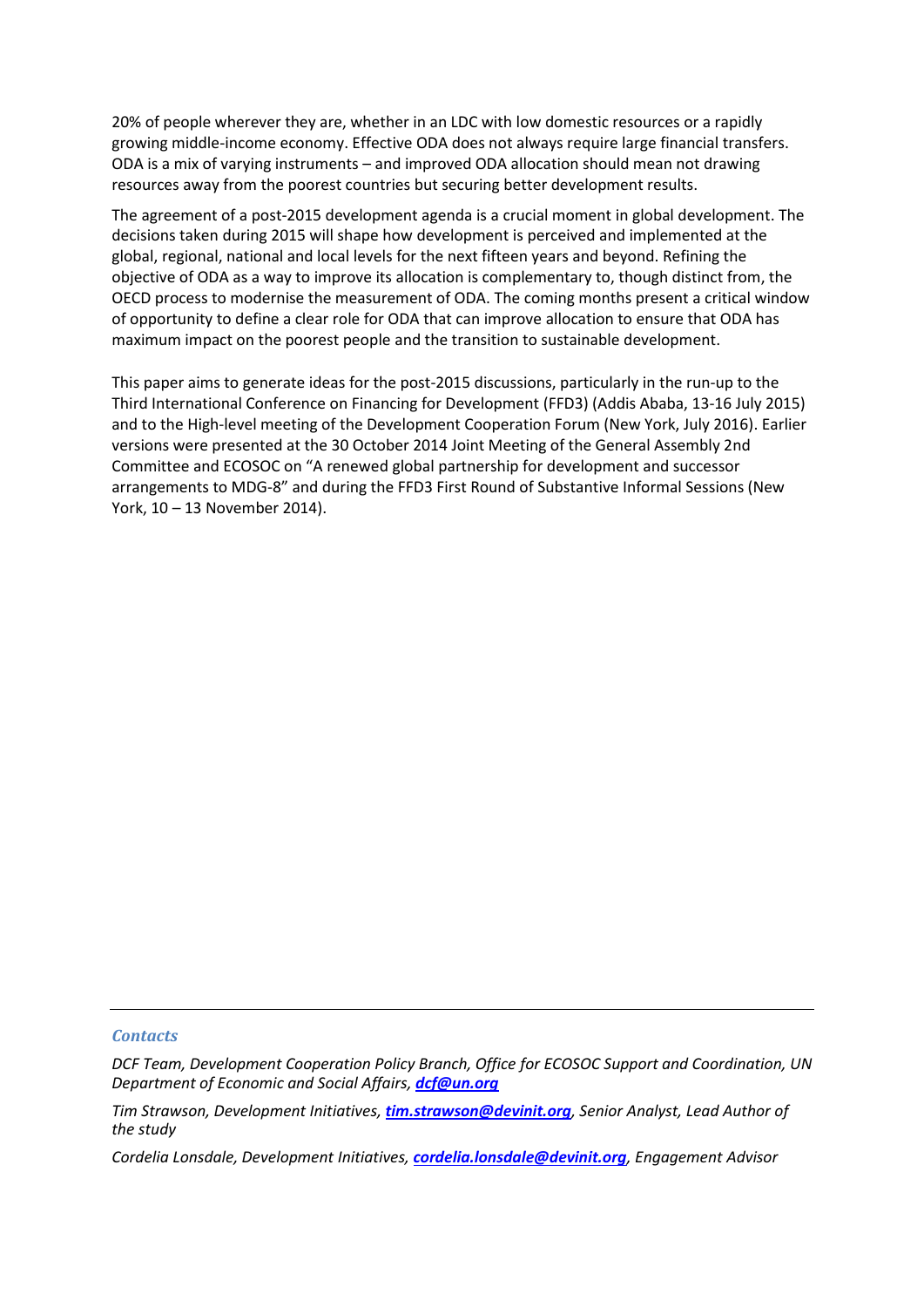20% of people wherever they are, whether in an LDC with low domestic resources or a rapidly growing middle-income economy. Effective ODA does not always require large financial transfers. ODA is a mix of varying instruments – and improved ODA allocation should mean not drawing resources away from the poorest countries but securing better development results.

The agreement of a post-2015 development agenda is a crucial moment in global development. The decisions taken during 2015 will shape how development is perceived and implemented at the global, regional, national and local levels for the next fifteen years and beyond. Refining the objective of ODA as a way to improve its allocation is complementary to, though distinct from, the OECD process to modernise the measurement of ODA. The coming months present a critical window of opportunity to define a clear role for ODA that can improve allocation to ensure that ODA has maximum impact on the poorest people and the transition to sustainable development.

This paper aims to generate ideas for the post-2015 discussions, particularly in the run-up to the Third International Conference on Financing for Development (FFD3) (Addis Ababa, 13-16 July 2015) and to the High-level meeting of the Development Cooperation Forum (New York, July 2016). Earlier versions were presented at the 30 October 2014 Joint Meeting of the General Assembly 2nd Committee and ECOSOC on "A renewed global partnership for development and successor arrangements to MDG-8" and during the FFD3 First Round of Substantive Informal Sessions (New York, 10 – 13 November 2014).

---

***Contacts***

*DCF Team, Development Cooperation Policy Branch, Office for ECOSOC Support and Coordination, UN Department of Economic and Social Affairs,* ***dcf@un.org***

*Tim Strawson, Development Initiatives,* ***tim.strawson@devinit.org****, Senior Analyst, Lead Author of the study*

*Cordelia Lonsdale, Development Initiatives,* ***cordelia.lonsdale@devinit.org****, Engagement Advisor*